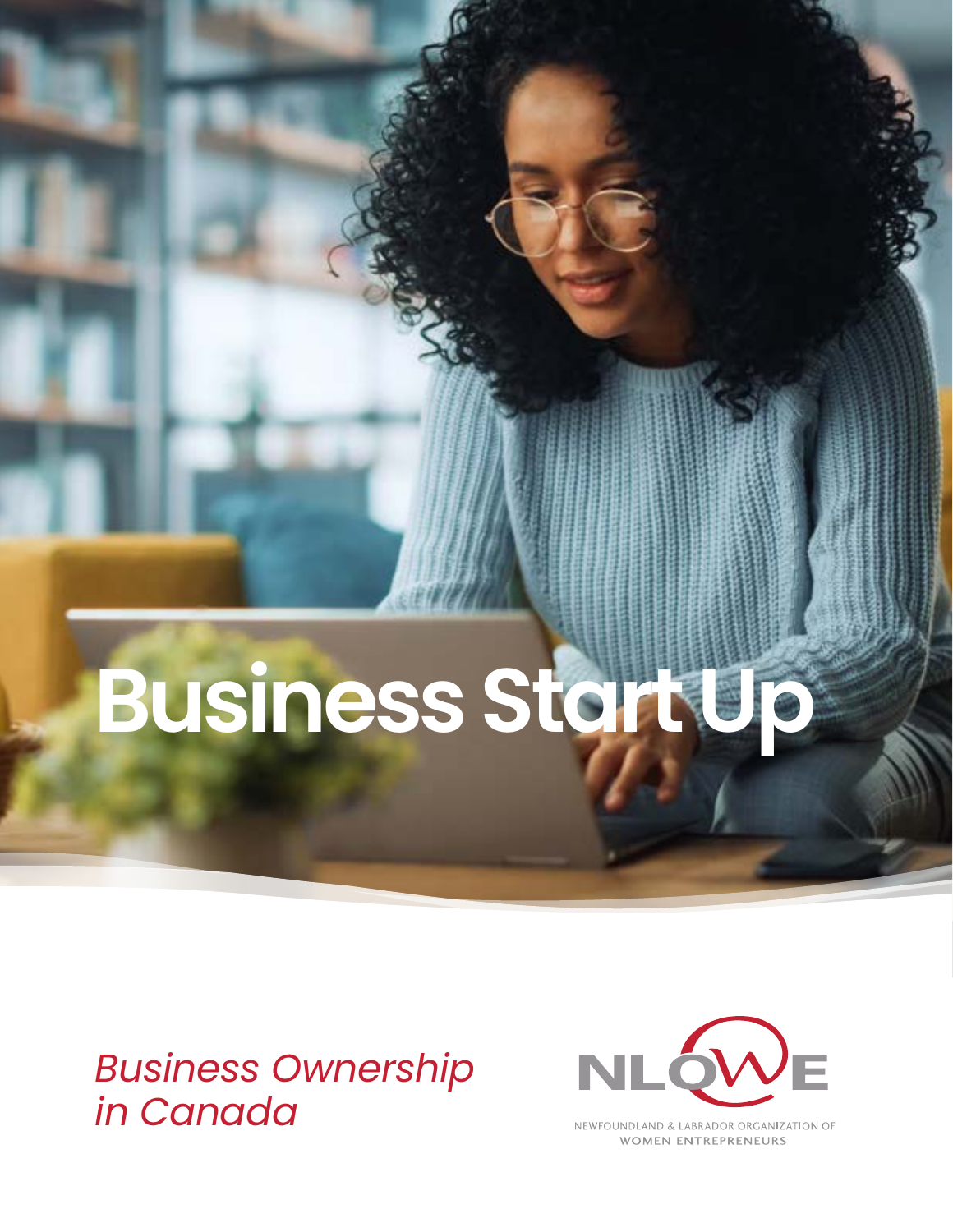# Business Start Up

*Business Ownership in Canada*

NLOWE

NEWFOUNDLAND & LABRADOR ORGANIZATION OF WOMEN ENTREPRENEURS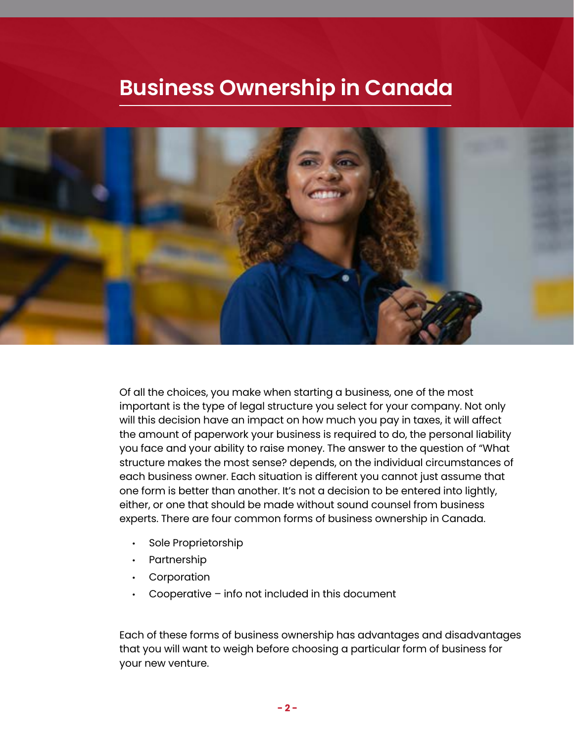# Business Ownership in Canada

Of all the choices, you make when starting a business, one of the most important is the type of legal structure you select for your company. Not only will this decision have an impact on how much you pay in taxes, it will affect the amount of paperwork your business is required to do, the personal liability you face and your ability to raise money. The answer to the question of "What structure makes the most sense? depends, on the individual circumstances of each business owner. Each situation is different you cannot just assume that one form is better than another. It's not a decision to be entered into lightly, either, or one that should be made without sound counsel from business experts. There are four common forms of business ownership in Canada.

- Sole Proprietorship
- Partnership
- Corporation
- Cooperative – info not included in this document

Each of these forms of business ownership has advantages and disadvantages that you will want to weigh before choosing a particular form of business for your new venture.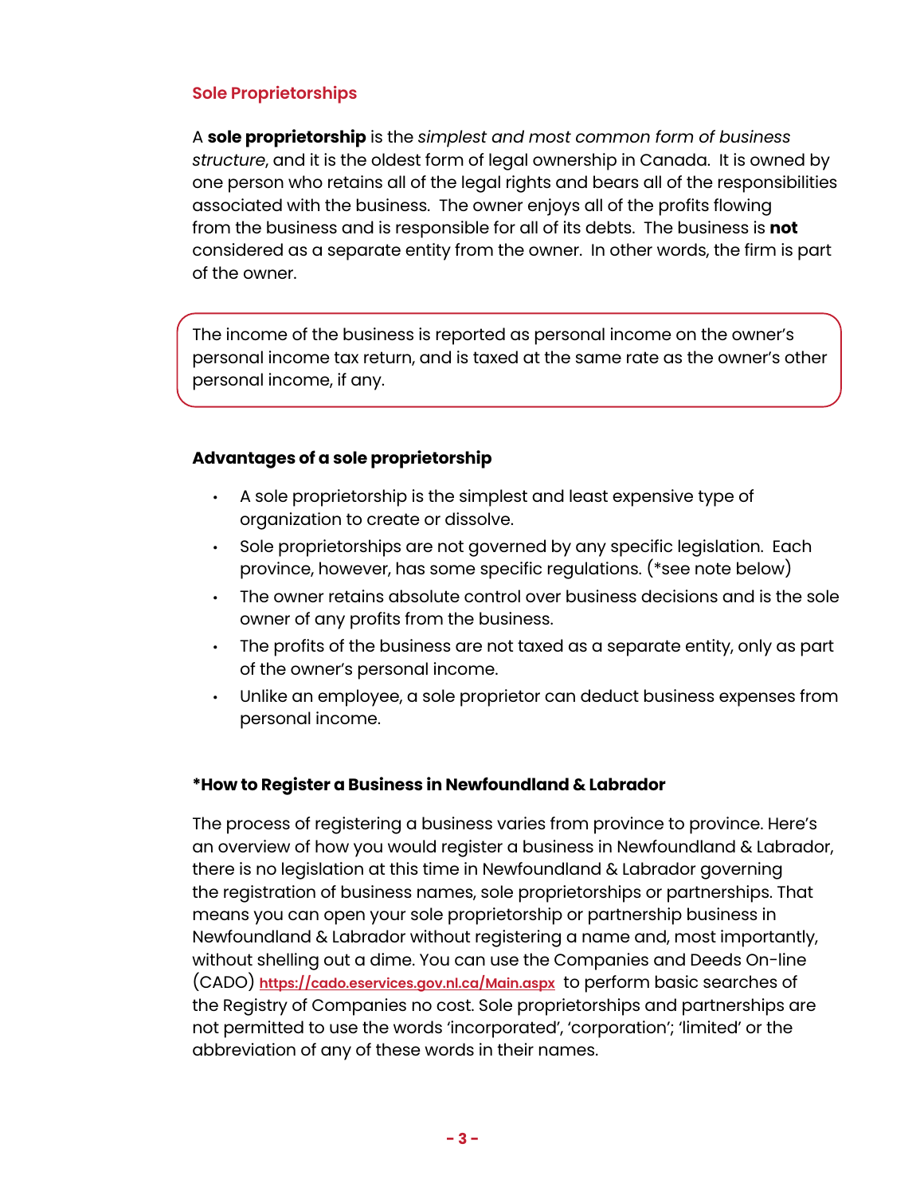## Sole Proprietorships

A **sole proprietorship** is the *simplest and most common form of business structure*, and it is the oldest form of legal ownership in Canada. It is owned by one person who retains all of the legal rights and bears all of the responsibilities associated with the business. The owner enjoys all of the profits flowing from the business and is responsible for all of its debts. The business is **not** considered as a separate entity from the owner. In other words, the firm is part of the owner.

> The income of the business is reported as personal income on the owner's personal income tax return, and is taxed at the same rate as the owner's other personal income, if any.

### Advantages of a sole proprietorship

- A sole proprietorship is the simplest and least expensive type of organization to create or dissolve.
- Sole proprietorships are not governed by any specific legislation. Each province, however, has some specific regulations. (*see note below)
- The owner retains absolute control over business decisions and is the sole owner of any profits from the business.
- The profits of the business are not taxed as a separate entity, only as part of the owner's personal income.
- Unlike an employee, a sole proprietor can deduct business expenses from personal income.

### *How to Register a Business in Newfoundland & Labrador

The process of registering a business varies from province to province. Here's an overview of how you would register a business in Newfoundland & Labrador, there is no legislation at this time in Newfoundland & Labrador governing the registration of business names, sole proprietorships or partnerships. That means you can open your sole proprietorship or partnership business in Newfoundland & Labrador without registering a name and, most importantly, without shelling out a dime. You can use the Companies and Deeds On-line (CADO) [https://cado.eservices.gov.nl.ca/Main.aspx](https://cado.eservices.gov.nl.ca/Main.aspx) to perform basic searches of the Registry of Companies no cost. Sole proprietorships and partnerships are not permitted to use the words 'incorporated', 'corporation'; 'limited' or the abbreviation of any of these words in their names.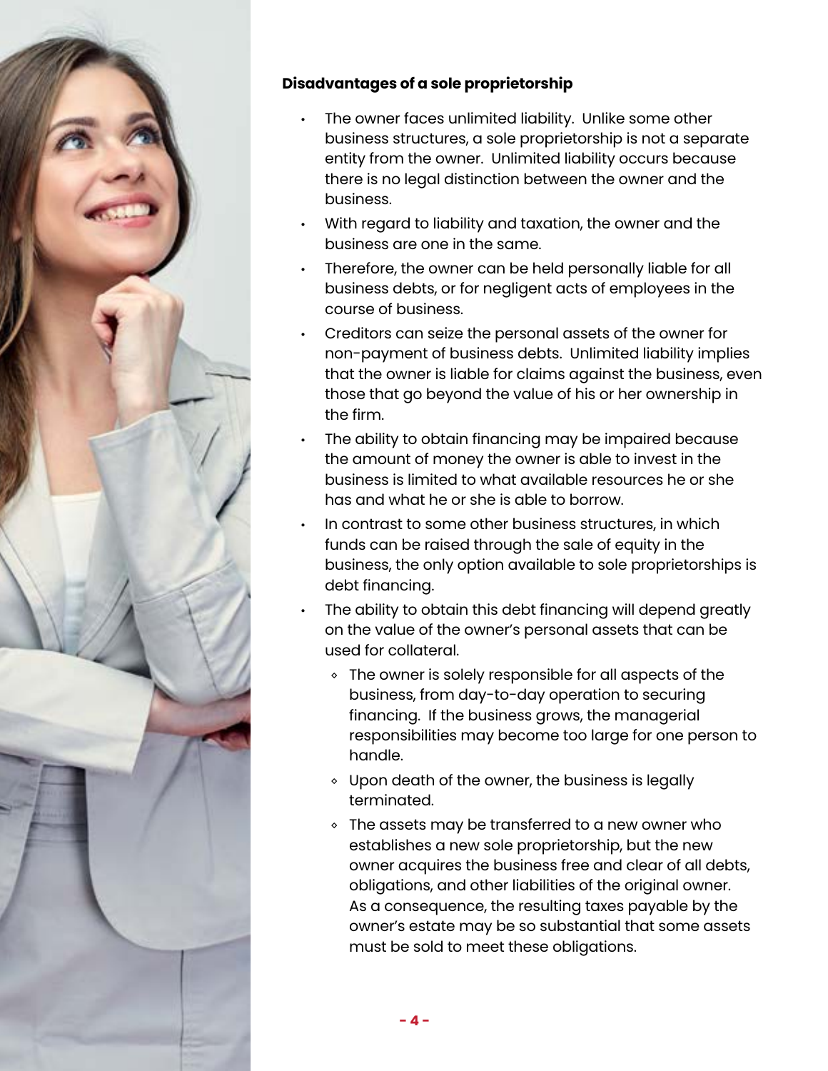**Disadvantages of a sole proprietorship**

- The owner faces unlimited liability. Unlike some other business structures, a sole proprietorship is not a separate entity from the owner. Unlimited liability occurs because there is no legal distinction between the owner and the business.
- With regard to liability and taxation, the owner and the business are one in the same.
- Therefore, the owner can be held personally liable for all business debts, or for negligent acts of employees in the course of business.
- Creditors can seize the personal assets of the owner for non-payment of business debts. Unlimited liability implies that the owner is liable for claims against the business, even those that go beyond the value of his or her ownership in the firm.
- The ability to obtain financing may be impaired because the amount of money the owner is able to invest in the business is limited to what available resources he or she has and what he or she is able to borrow.
- In contrast to some other business structures, in which funds can be raised through the sale of equity in the business, the only option available to sole proprietorships is debt financing.
- The ability to obtain this debt financing will depend greatly on the value of the owner's personal assets that can be used for collateral.
    - The owner is solely responsible for all aspects of the business, from day-to-day operation to securing financing. If the business grows, the managerial responsibilities may become too large for one person to handle.
    - Upon death of the owner, the business is legally terminated.
    - The assets may be transferred to a new owner who establishes a new sole proprietorship, but the new owner acquires the business free and clear of all debts, obligations, and other liabilities of the original owner. As a consequence, the resulting taxes payable by the owner's estate may be so substantial that some assets must be sold to meet these obligations.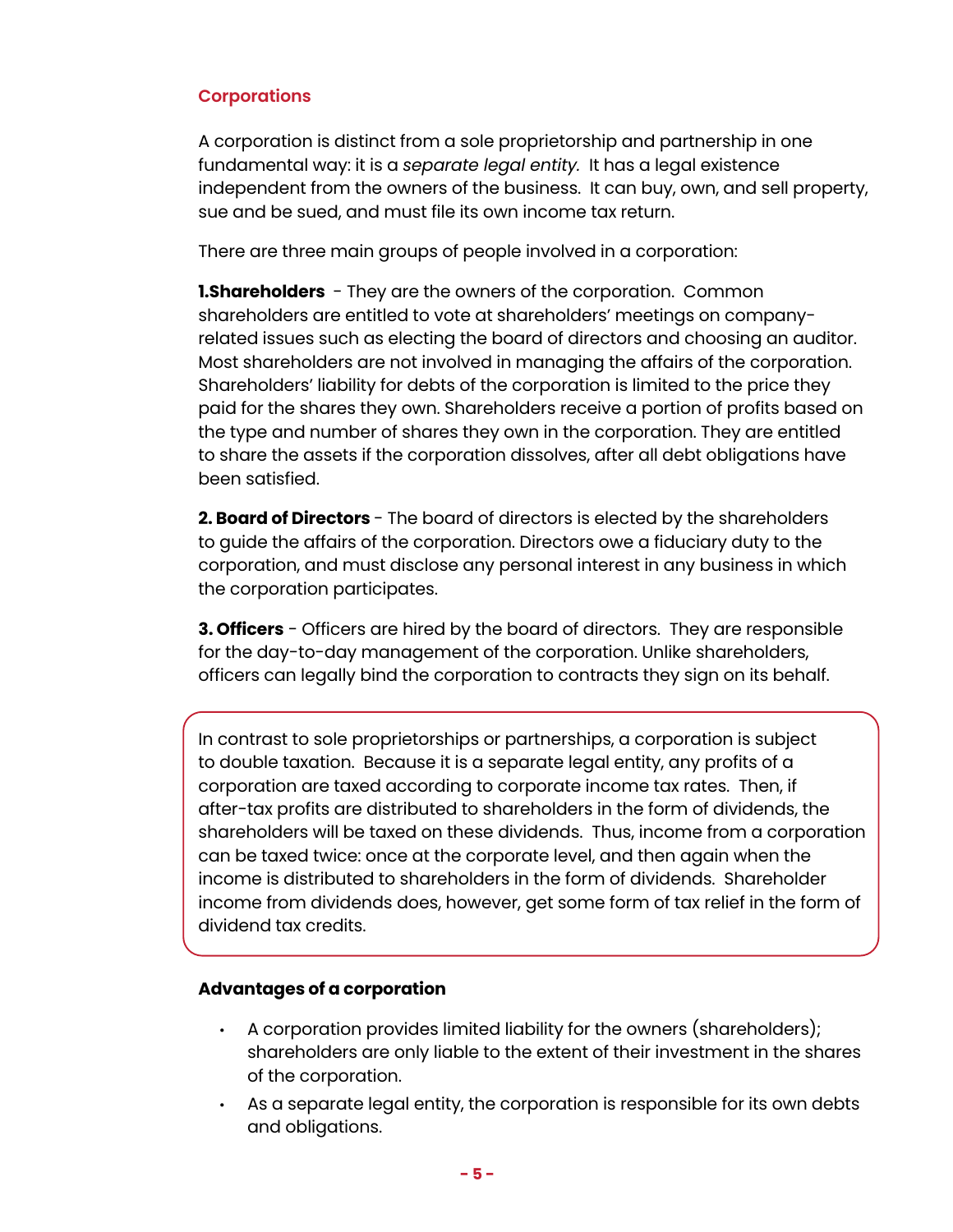## Corporations

A corporation is distinct from a sole proprietorship and partnership in one fundamental way: it is a *separate legal entity.* It has a legal existence independent from the owners of the business. It can buy, own, and sell property, sue and be sued, and must file its own income tax return.

There are three main groups of people involved in a corporation:

**1.Shareholders** - They are the owners of the corporation. Common shareholders are entitled to vote at shareholders' meetings on company-related issues such as electing the board of directors and choosing an auditor. Most shareholders are not involved in managing the affairs of the corporation. Shareholders' liability for debts of the corporation is limited to the price they paid for the shares they own. Shareholders receive a portion of profits based on the type and number of shares they own in the corporation. They are entitled to share the assets if the corporation dissolves, after all debt obligations have been satisfied.

**2. Board of Directors** - The board of directors is elected by the shareholders to guide the affairs of the corporation. Directors owe a fiduciary duty to the corporation, and must disclose any personal interest in any business in which the corporation participates.

**3. Officers** - Officers are hired by the board of directors. They are responsible for the day-to-day management of the corporation. Unlike shareholders, officers can legally bind the corporation to contracts they sign on its behalf.

In contrast to sole proprietorships or partnerships, a corporation is subject to double taxation. Because it is a separate legal entity, any profits of a corporation are taxed according to corporate income tax rates. Then, if after-tax profits are distributed to shareholders in the form of dividends, the shareholders will be taxed on these dividends. Thus, income from a corporation can be taxed twice: once at the corporate level, and then again when the income is distributed to shareholders in the form of dividends. Shareholder income from dividends does, however, get some form of tax relief in the form of dividend tax credits.

### Advantages of a corporation

- A corporation provides limited liability for the owners (shareholders); shareholders are only liable to the extent of their investment in the shares of the corporation.
- As a separate legal entity, the corporation is responsible for its own debts and obligations.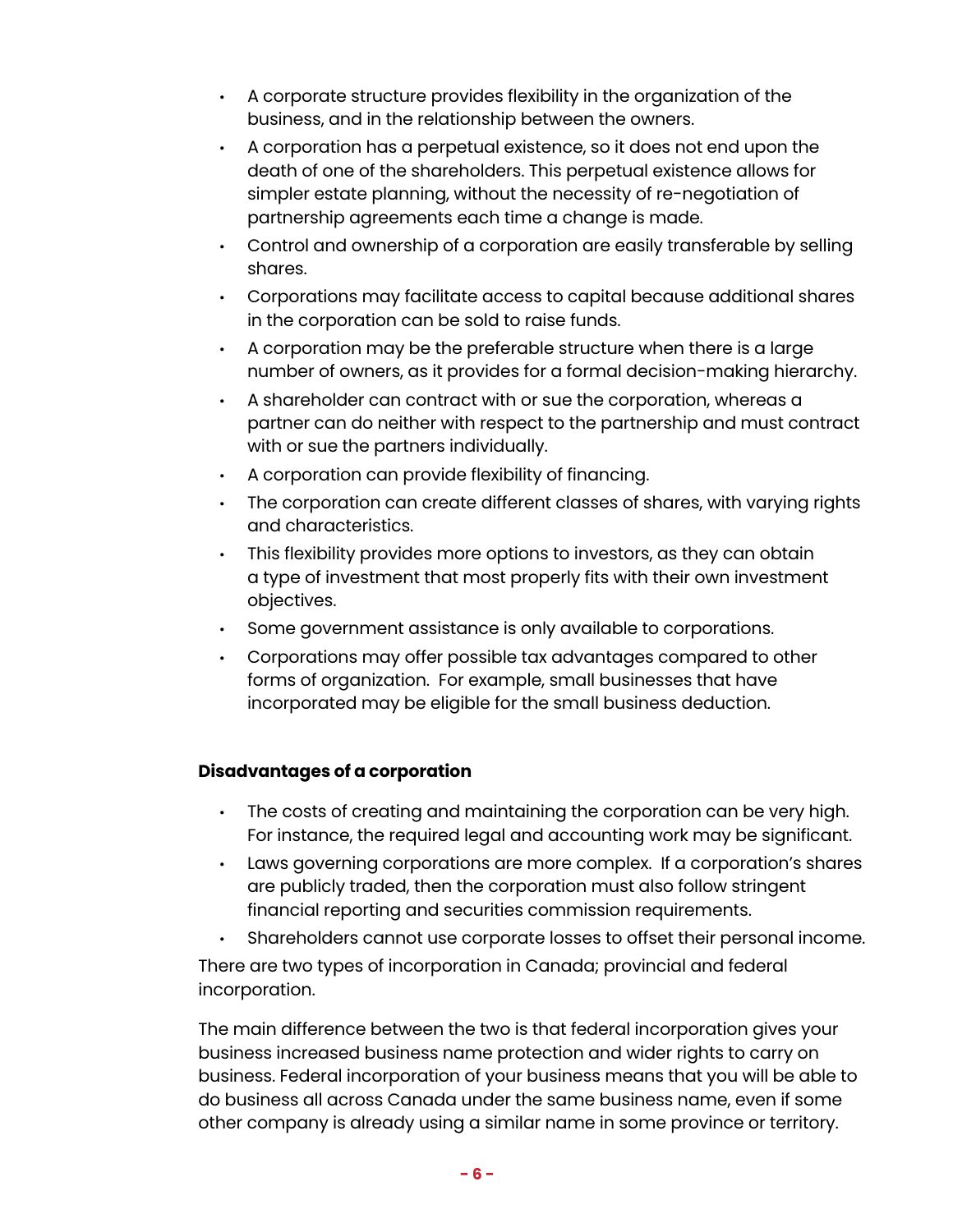- A corporate structure provides flexibility in the organization of the business, and in the relationship between the owners.
- A corporation has a perpetual existence, so it does not end upon the death of one of the shareholders. This perpetual existence allows for simpler estate planning, without the necessity of re-negotiation of partnership agreements each time a change is made.
- Control and ownership of a corporation are easily transferable by selling shares.
- Corporations may facilitate access to capital because additional shares in the corporation can be sold to raise funds.
- A corporation may be the preferable structure when there is a large number of owners, as it provides for a formal decision-making hierarchy.
- A shareholder can contract with or sue the corporation, whereas a partner can do neither with respect to the partnership and must contract with or sue the partners individually.
- A corporation can provide flexibility of financing.
- The corporation can create different classes of shares, with varying rights and characteristics.
- This flexibility provides more options to investors, as they can obtain a type of investment that most properly fits with their own investment objectives.
- Some government assistance is only available to corporations.
- Corporations may offer possible tax advantages compared to other forms of organization. For example, small businesses that have incorporated may be eligible for the small business deduction.

**Disadvantages of a corporation**

- The costs of creating and maintaining the corporation can be very high. For instance, the required legal and accounting work may be significant.
- Laws governing corporations are more complex. If a corporation's shares are publicly traded, then the corporation must also follow stringent financial reporting and securities commission requirements.
- Shareholders cannot use corporate losses to offset their personal income.

There are two types of incorporation in Canada; provincial and federal incorporation.

The main difference between the two is that federal incorporation gives your business increased business name protection and wider rights to carry on business. Federal incorporation of your business means that you will be able to do business all across Canada under the same business name, even if some other company is already using a similar name in some province or territory.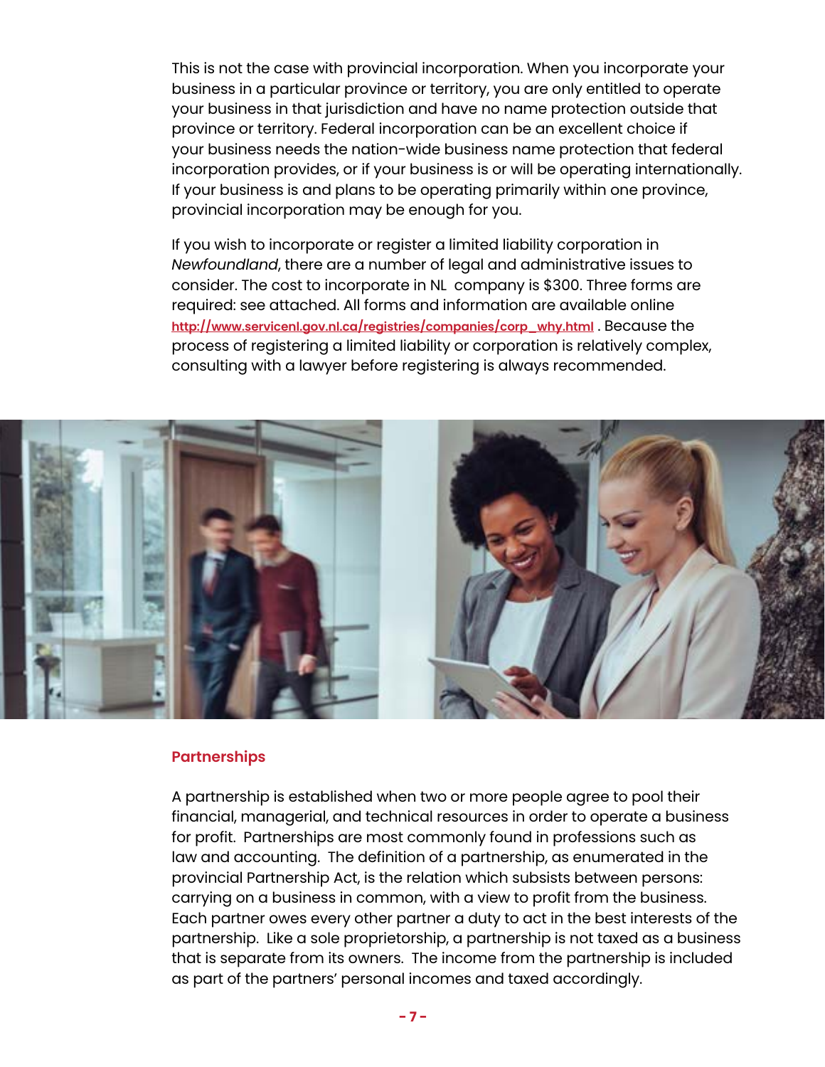This is not the case with provincial incorporation. When you incorporate your business in a particular province or territory, you are only entitled to operate your business in that jurisdiction and have no name protection outside that province or territory. Federal incorporation can be an excellent choice if your business needs the nation-wide business name protection that federal incorporation provides, or if your business is or will be operating internationally. If your business is and plans to be operating primarily within one province, provincial incorporation may be enough for you.

If you wish to incorporate or register a limited liability corporation in *Newfoundland*, there are a number of legal and administrative issues to consider. The cost to incorporate in NL company is $300. Three forms are required: see attached. All forms and information are available online [http://www.servicenl.gov.nl.ca/registries/companies/corp_why.html](http://www.servicenl.gov.nl.ca/registries/companies/corp_why.html) . Because the process of registering a limited liability or corporation is relatively complex, consulting with a lawyer before registering is always recommended.

## Partnerships

A partnership is established when two or more people agree to pool their financial, managerial, and technical resources in order to operate a business for profit. Partnerships are most commonly found in professions such as law and accounting. The definition of a partnership, as enumerated in the provincial Partnership Act, is the relation which subsists between persons: carrying on a business in common, with a view to profit from the business. Each partner owes every other partner a duty to act in the best interests of the partnership. Like a sole proprietorship, a partnership is not taxed as a business that is separate from its owners. The income from the partnership is included as part of the partners' personal incomes and taxed accordingly.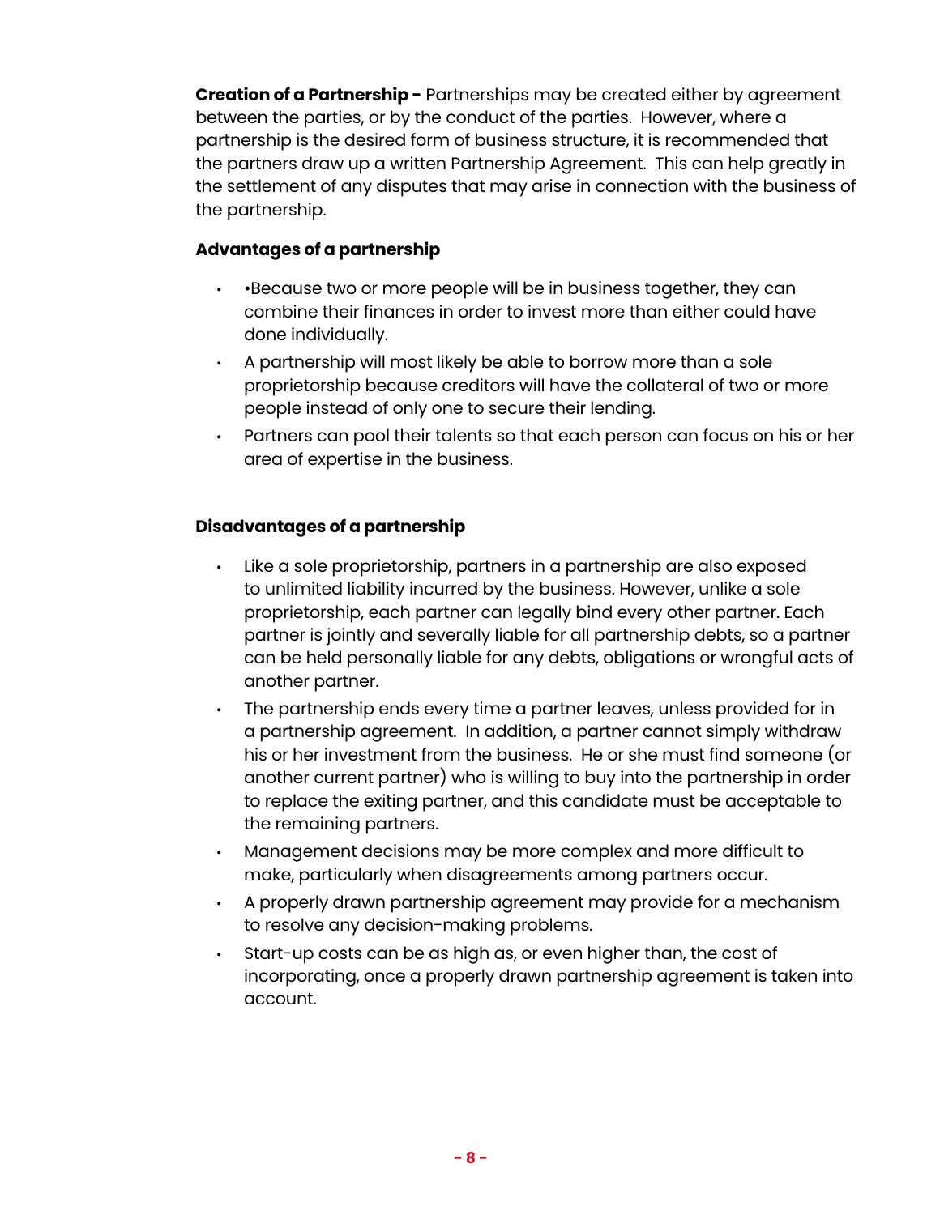**Creation of a Partnership -** Partnerships may be created either by agreement between the parties, or by the conduct of the parties. However, where a partnership is the desired form of business structure, it is recommended that the partners draw up a written Partnership Agreement. This can help greatly in the settlement of any disputes that may arise in connection with the business of the partnership.

**Advantages of a partnership**

- •Because two or more people will be in business together, they can combine their finances in order to invest more than either could have done individually.
- A partnership will most likely be able to borrow more than a sole proprietorship because creditors will have the collateral of two or more people instead of only one to secure their lending.
- Partners can pool their talents so that each person can focus on his or her area of expertise in the business.

**Disadvantages of a partnership**

- Like a sole proprietorship, partners in a partnership are also exposed to unlimited liability incurred by the business. However, unlike a sole proprietorship, each partner can legally bind every other partner. Each partner is jointly and severally liable for all partnership debts, so a partner can be held personally liable for any debts, obligations or wrongful acts of another partner.
- The partnership ends every time a partner leaves, unless provided for in a partnership agreement. In addition, a partner cannot simply withdraw his or her investment from the business. He or she must find someone (or another current partner) who is willing to buy into the partnership in order to replace the exiting partner, and this candidate must be acceptable to the remaining partners.
- Management decisions may be more complex and more difficult to make, particularly when disagreements among partners occur.
- A properly drawn partnership agreement may provide for a mechanism to resolve any decision-making problems.
- Start-up costs can be as high as, or even higher than, the cost of incorporating, once a properly drawn partnership agreement is taken into account.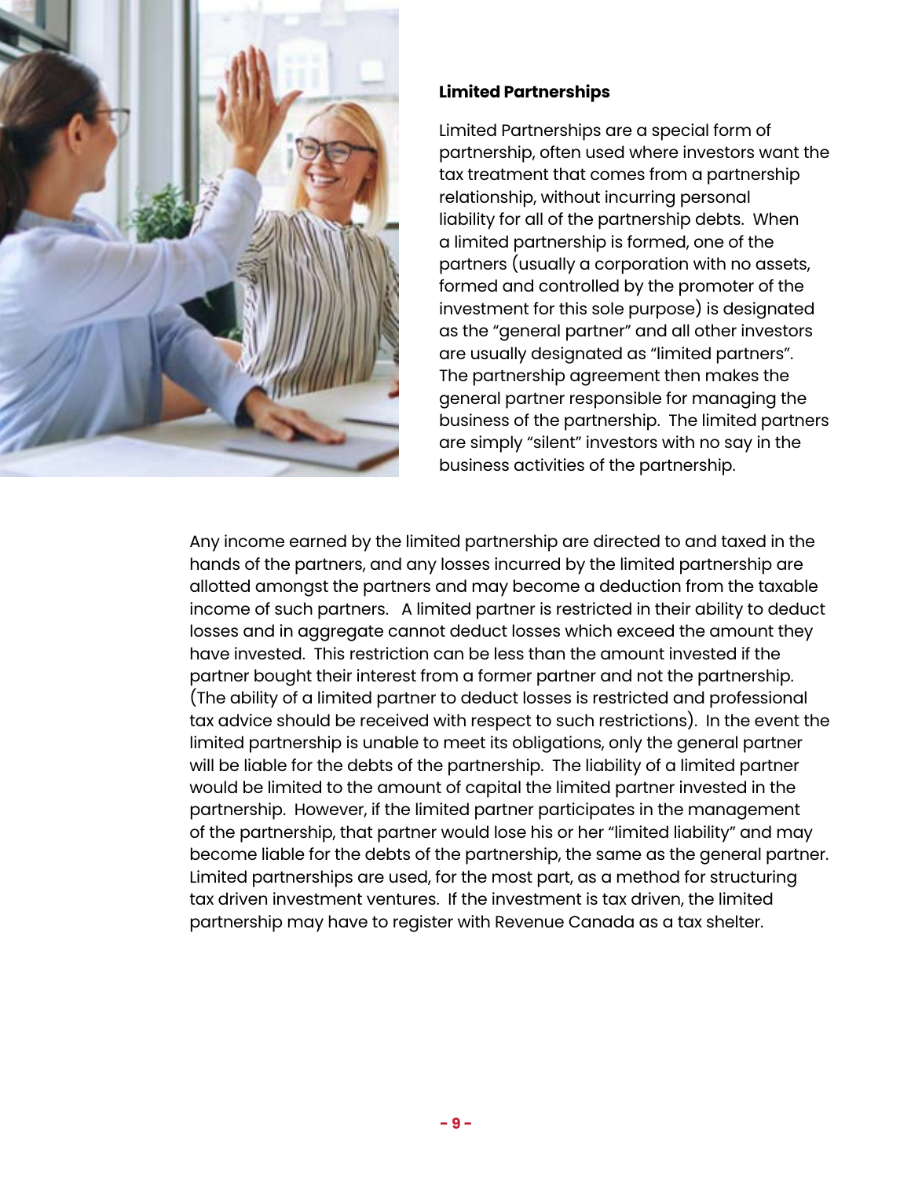### Limited Partnerships

Limited Partnerships are a special form of partnership, often used where investors want the tax treatment that comes from a partnership relationship, without incurring personal liability for all of the partnership debts. When a limited partnership is formed, one of the partners (usually a corporation with no assets, formed and controlled by the promoter of the investment for this sole purpose) is designated as the "general partner" and all other investors are usually designated as "limited partners". The partnership agreement then makes the general partner responsible for managing the business of the partnership. The limited partners are simply "silent" investors with no say in the business activities of the partnership.

Any income earned by the limited partnership are directed to and taxed in the hands of the partners, and any losses incurred by the limited partnership are allotted amongst the partners and may become a deduction from the taxable income of such partners. A limited partner is restricted in their ability to deduct losses and in aggregate cannot deduct losses which exceed the amount they have invested. This restriction can be less than the amount invested if the partner bought their interest from a former partner and not the partnership. (The ability of a limited partner to deduct losses is restricted and professional tax advice should be received with respect to such restrictions). In the event the limited partnership is unable to meet its obligations, only the general partner will be liable for the debts of the partnership. The liability of a limited partner would be limited to the amount of capital the limited partner invested in the partnership. However, if the limited partner participates in the management of the partnership, that partner would lose his or her "limited liability" and may become liable for the debts of the partnership, the same as the general partner. Limited partnerships are used, for the most part, as a method for structuring tax driven investment ventures. If the investment is tax driven, the limited partnership may have to register with Revenue Canada as a tax shelter.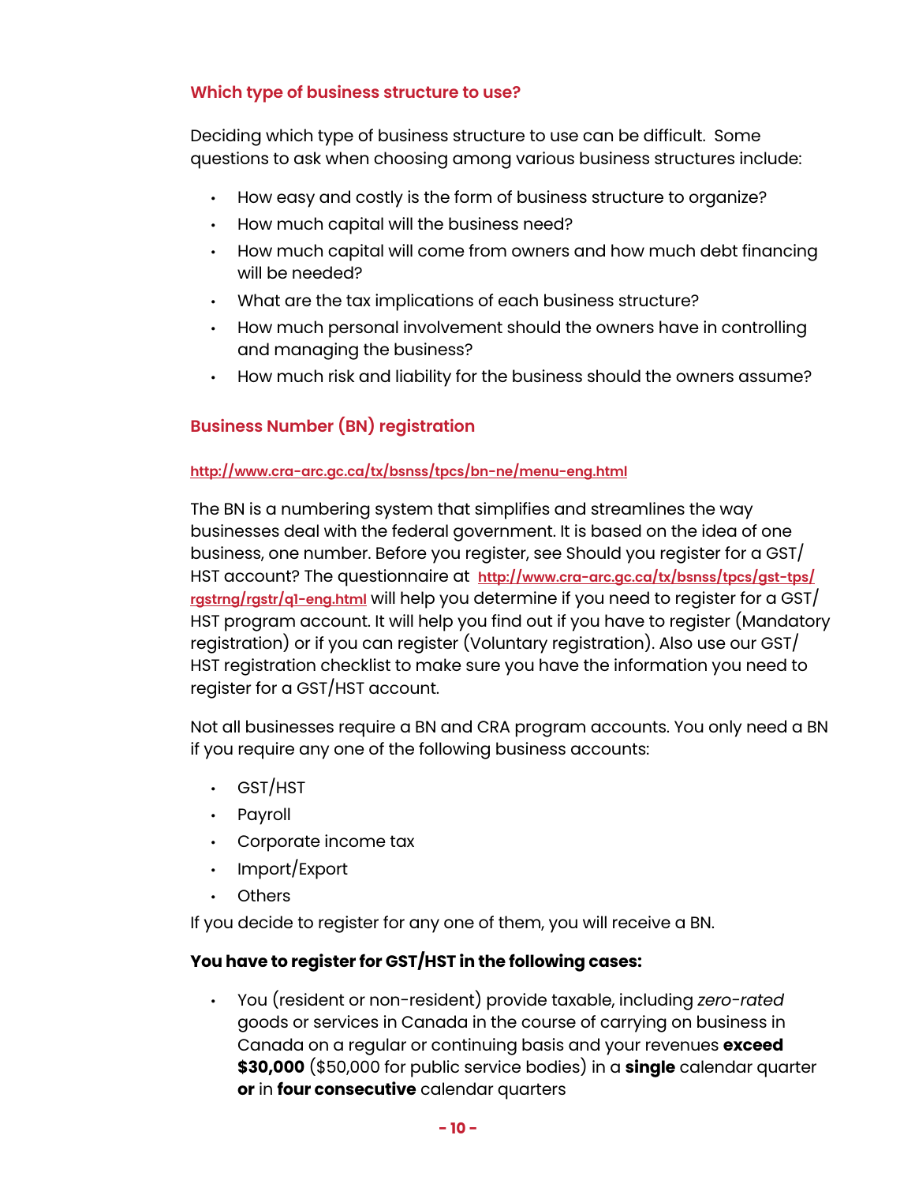### Which type of business structure to use?

Deciding which type of business structure to use can be difficult. Some questions to ask when choosing among various business structures include:

- How easy and costly is the form of business structure to organize?
- How much capital will the business need?
- How much capital will come from owners and how much debt financing will be needed?
- What are the tax implications of each business structure?
- How much personal involvement should the owners have in controlling and managing the business?
- How much risk and liability for the business should the owners assume?

### Business Number (BN) registration

http://www.cra-arc.gc.ca/tx/bsnss/tpcs/bn-ne/menu-eng.html

The BN is a numbering system that simplifies and streamlines the way businesses deal with the federal government. It is based on the idea of one business, one number. Before you register, see Should you register for a GST/HST account? The questionnaire at http://www.cra-arc.gc.ca/tx/bsnss/tpcs/gst-tps/rgstrng/rgstr/q1-eng.html will help you determine if you need to register for a GST/HST program account. It will help you find out if you have to register (Mandatory registration) or if you can register (Voluntary registration). Also use our GST/HST registration checklist to make sure you have the information you need to register for a GST/HST account.

Not all businesses require a BN and CRA program accounts. You only need a BN if you require any one of the following business accounts:

- GST/HST
- Payroll
- Corporate income tax
- Import/Export
- Others

If you decide to register for any one of them, you will receive a BN.

**You have to register for GST/HST in the following cases:**

- You (resident or non-resident) provide taxable, including *zero-rated* goods or services in Canada in the course of carrying on business in Canada on a regular or continuing basis and your revenues **exceed $30,000** ($50,000 for public service bodies) in a **single** calendar quarter **or** in **four consecutive** calendar quarters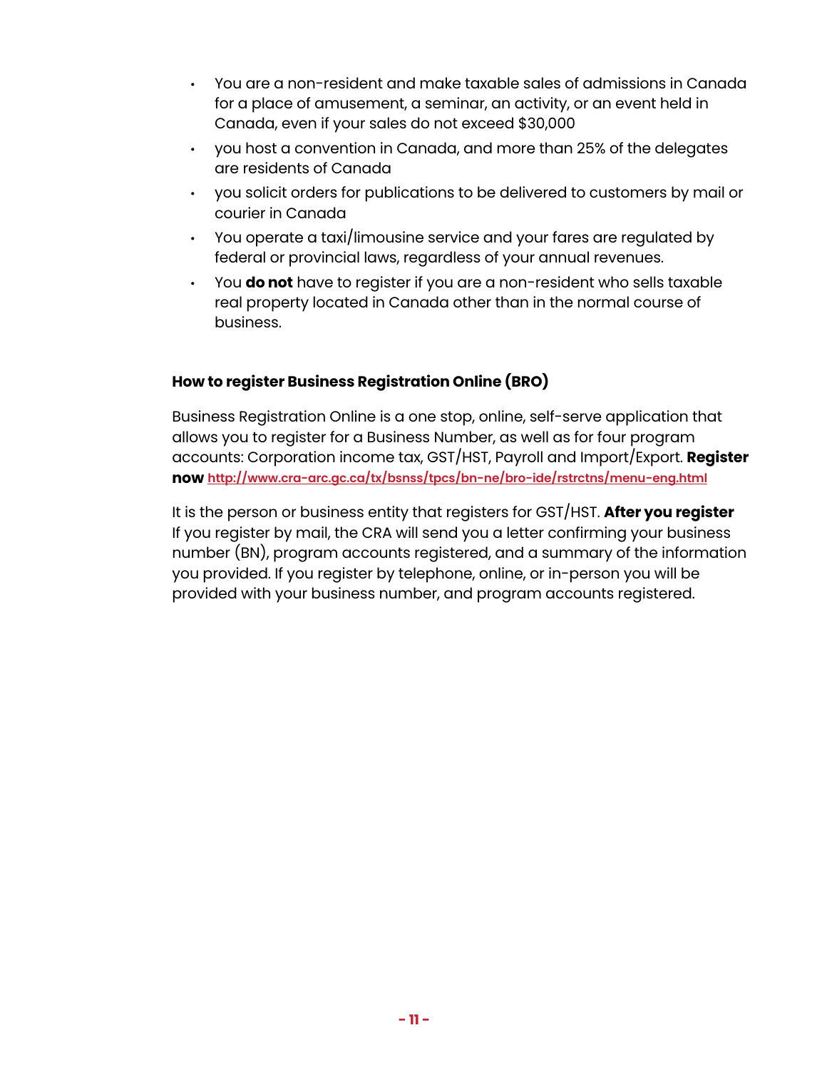- You are a non-resident and make taxable sales of admissions in Canada for a place of amusement, a seminar, an activity, or an event held in Canada, even if your sales do not exceed $30,000
- you host a convention in Canada, and more than 25% of the delegates are residents of Canada
- you solicit orders for publications to be delivered to customers by mail or courier in Canada
- You operate a taxi/limousine service and your fares are regulated by federal or provincial laws, regardless of your annual revenues.
- You **do not** have to register if you are a non-resident who sells taxable real property located in Canada other than in the normal course of business.

**How to register Business Registration Online (BRO)**

Business Registration Online is a one stop, online, self-serve application that allows you to register for a Business Number, as well as for four program accounts: Corporation income tax, GST/HST, Payroll and Import/Export. **Register now** http://www.cra-arc.gc.ca/tx/bsnss/tpcs/bn-ne/bro-ide/rstrctns/menu-eng.html

It is the person or business entity that registers for GST/HST. **After you register** If you register by mail, the CRA will send you a letter confirming your business number (BN), program accounts registered, and a summary of the information you provided. If you register by telephone, online, or in-person you will be provided with your business number, and program accounts registered.